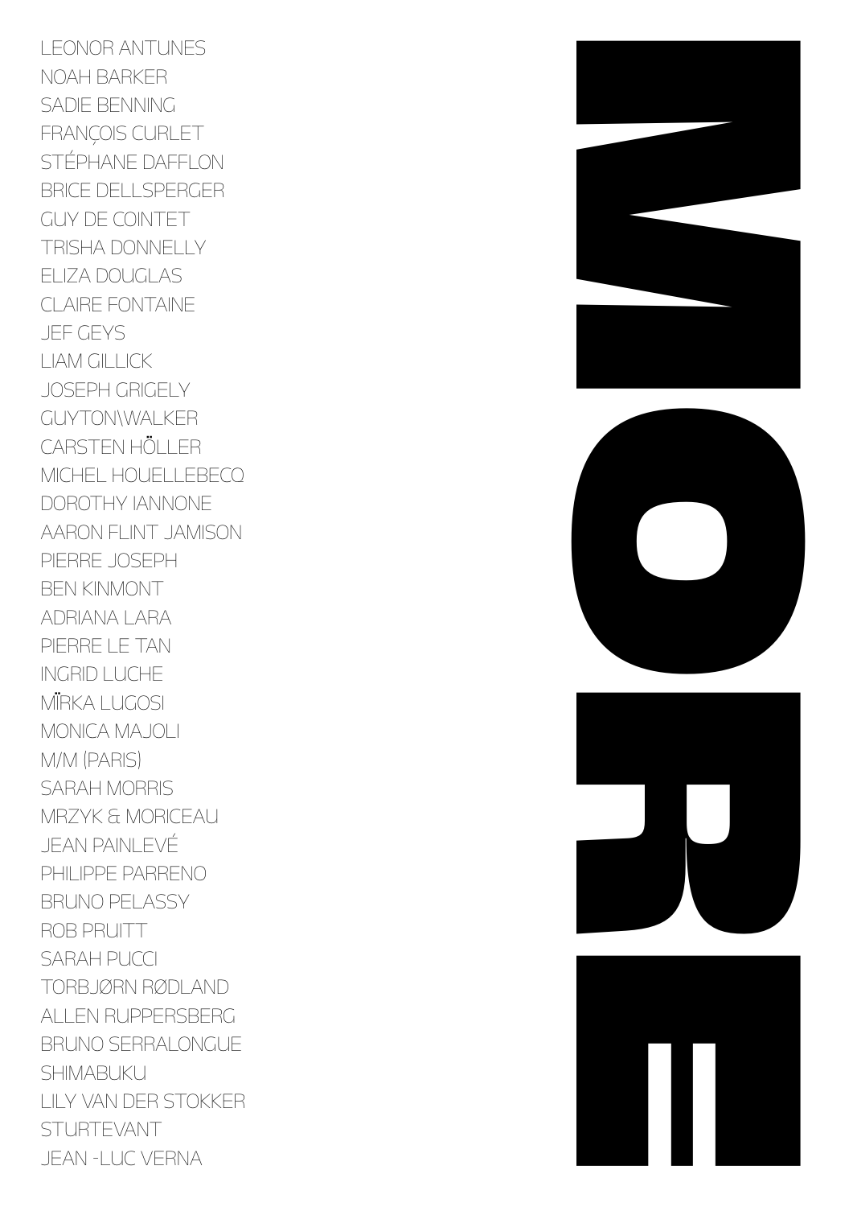# MORE

LEONOR ANTUNES
NOAH BARKER
SADIE BENNING
FRANÇOIS CURLET
STÉPHANE DAFFLON
BRICE DELLSPERGER
GUY DE COINTET
TRISHA DONNELLY
ELIZA DOUGLAS
CLAIRE FONTAINE
JEF GEYS
LIAM GILLICK
JOSEPH GRIGELY
GUYTON\WALKER
CARSTEN HÖLLER
MICHEL HOUELLEBECQ
DOROTHY IANNONE
AARON FLINT JAMISON
PIERRE JOSEPH
BEN KINMONT
ADRIANA LARA
PIERRE LE TAN
INGRID LUCHE
MÏRKA LUGOSI
MONICA MAJOLI
M/M (PARIS)
SARAH MORRIS
MRZYK & MORICEAU
JEAN PAINLEVÉ
PHILIPPE PARRENO
BRUNO PELASSY
ROB PRUITT
SARAH PUCCI
TORBJØRN RØDLAND
ALLEN RUPPERSBERG
BRUNO SERRALONGUE
SHIMABUKU
LILY VAN DER STOKKER
STURTEVANT
JEAN -LUC VERNA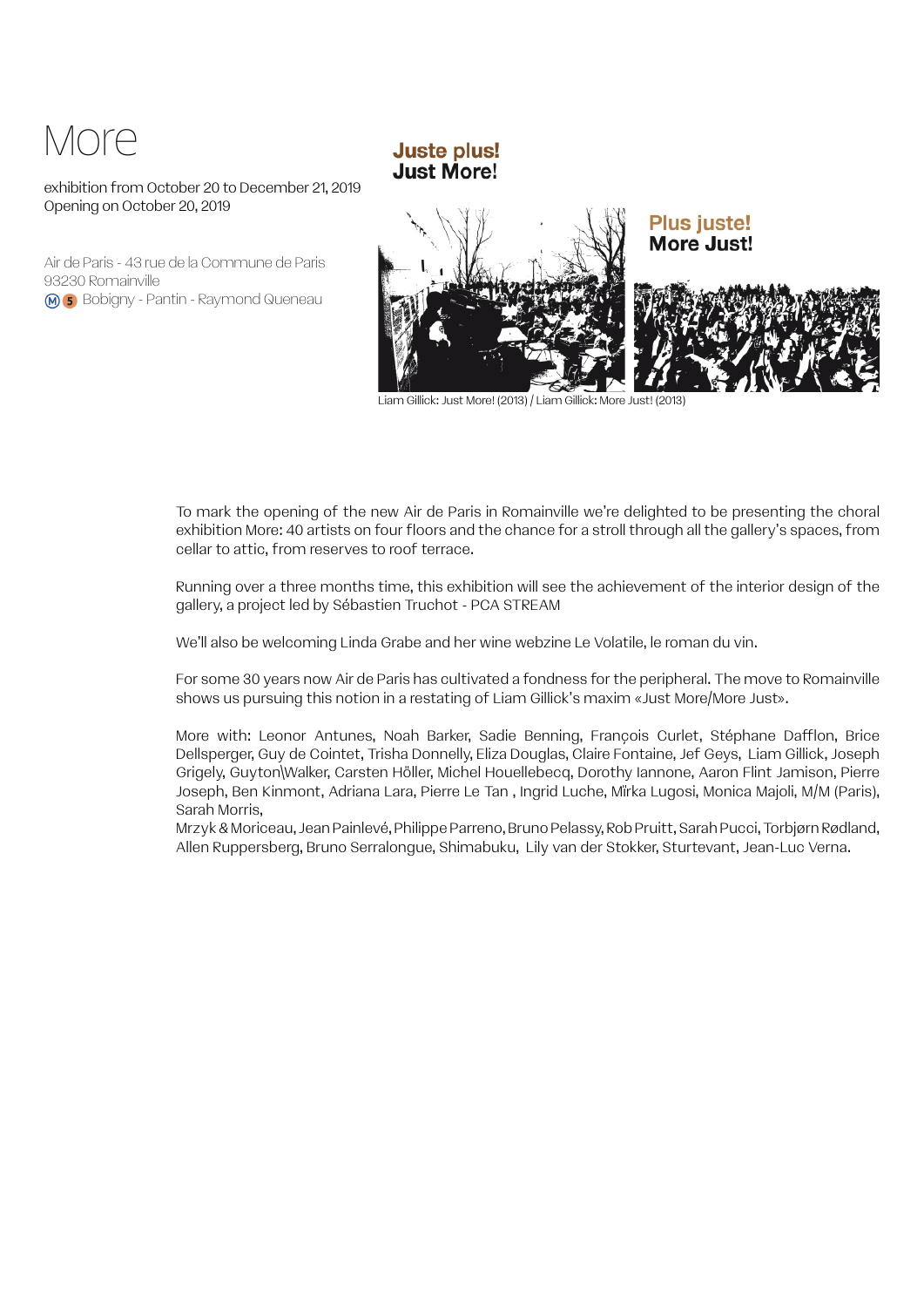# More

exhibition from October 20 to December 21, 2019
Opening on October 20, 2019

Air de Paris - 43 rue de la Commune de Paris
93230 Romainville
Ⓜ 5 Bobigny - Pantin - Raymond Queneau

**Juste plus!**
**Just More!**

**Plus juste!**
**More Just!**

Liam Gillick: Just More! (2013) / Liam Gillick: More Just! (2013)

To mark the opening of the new Air de Paris in Romainville we're delighted to be presenting the choral exhibition More: 40 artists on four floors and the chance for a stroll through all the gallery's spaces, from cellar to attic, from reserves to roof terrace.

Running over a three months time, this exhibition will see the achievement of the interior design of the gallery, a project led by Sébastien Truchot - PCA STREAM

We'll also be welcoming Linda Grabe and her wine webzine Le Volatile, le roman du vin.

For some 30 years now Air de Paris has cultivated a fondness for the peripheral. The move to Romainville shows us pursuing this notion in a restating of Liam Gillick's maxim «Just More/More Just».

More with: Leonor Antunes, Noah Barker, Sadie Benning, François Curlet, Stéphane Dafflon, Brice Dellsperger, Guy de Cointet, Trisha Donnelly, Eliza Douglas, Claire Fontaine, Jef Geys, Liam Gillick, Joseph Grigely, Guyton\Walker, Carsten Höller, Michel Houellebecq, Dorothy Iannone, Aaron Flint Jamison, Pierre Joseph, Ben Kinmont, Adriana Lara, Pierre Le Tan , Ingrid Luche, Mïrka Lugosi, Monica Majoli, M/M (Paris), Sarah Morris,
Mrzyk & Moriceau, Jean Painlevé, Philippe Parreno, Bruno Pelassy, Rob Pruitt, Sarah Pucci, Torbjørn Rødland, Allen Ruppersberg, Bruno Serralongue, Shimabuku, Lily van der Stokker, Sturtevant, Jean-Luc Verna.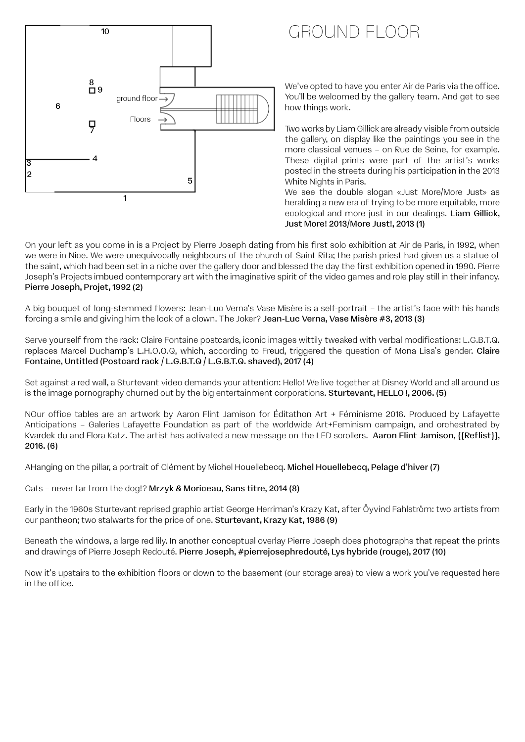# GROUND FLOOR

We've opted to have you enter Air de Paris via the office. You'll be welcomed by the gallery team. And get to see how things work.

Two works by Liam Gillick are already visible from outside the gallery, on display like the paintings you see in the more classical venues – on Rue de Seine, for example. These digital prints were part of the artist's works posted in the streets during his participation in the 2013 White Nights in Paris.
We see the double slogan «Just More/More Just» as heralding a new era of trying to be more equitable, more ecological and more just in our dealings. **Liam Gillick, Just More! 2013/More Just!, 2013 (1)**

On your left as you come in is a Project by Pierre Joseph dating from his first solo exhibition at Air de Paris, in 1992, when we were in Nice. We were unequivocally neighbours of the church of Saint Rita; the parish priest had given us a statue of the saint, which had been set in a niche over the gallery door and blessed the day the first exhibition opened in 1990. Pierre Joseph's Projects imbued contemporary art with the imaginative spirit of the video games and role play still in their infancy. **Pierre Joseph, Projet, 1992 (2)**

A big bouquet of long-stemmed flowers: Jean-Luc Verna's Vase Misère is a self-portrait – the artist's face with his hands forcing a smile and giving him the look of a clown. The Joker? **Jean-Luc Verna, Vase Misère #3, 2013 (3)**

Serve yourself from the rack: Claire Fontaine postcards, iconic images wittily tweaked with verbal modifications: L.G.B.T.Q. replaces Marcel Duchamp's L.H.O.O.Q, which, according to Freud, triggered the question of Mona Lisa's gender. **Claire Fontaine, Untitled (Postcard rack / L.G.B.T.Q / L.G.B.T.Q. shaved), 2017 (4)**

Set against a red wall, a Sturtevant video demands your attention: Hello! We live together at Disney World and all around us is the image pornography churned out by the big entertainment corporations. **Sturtevant, HELLO !, 2006. (5)**

NOur office tables are an artwork by Aaron Flint Jamison for Éditathon Art + Féminisme 2016. Produced by Lafayette Anticipations – Galeries Lafayette Foundation as part of the worldwide Art+Feminism campaign, and orchestrated by Kvardek du and Flora Katz. The artist has activated a new message on the LED scrollers. **Aaron Flint Jamison, {{Reflist}}, 2016. (6)**

AHanging on the pillar, a portrait of Clément by Michel Houellebecq. **Michel Houellebecq, Pelage d'hiver (7)**

Cats – never far from the dog!? **Mrzyk & Moriceau, Sans titre, 2014 (8)**

Early in the 1960s Sturtevant reprised graphic artist George Herriman's Krazy Kat, after Öyvind Fahlström: two artists from our pantheon; two stalwarts for the price of one. **Sturtevant, Krazy Kat, 1986 (9)**

Beneath the windows, a large red lily. In another conceptual overlay Pierre Joseph does photographs that repeat the prints and drawings of Pierre Joseph Redouté. **Pierre Joseph, #pierrejosephredouté, Lys hybride (rouge), 2017 (10)**

Now it's upstairs to the exhibition floors or down to the basement (our storage area) to view a work you've requested here in the office.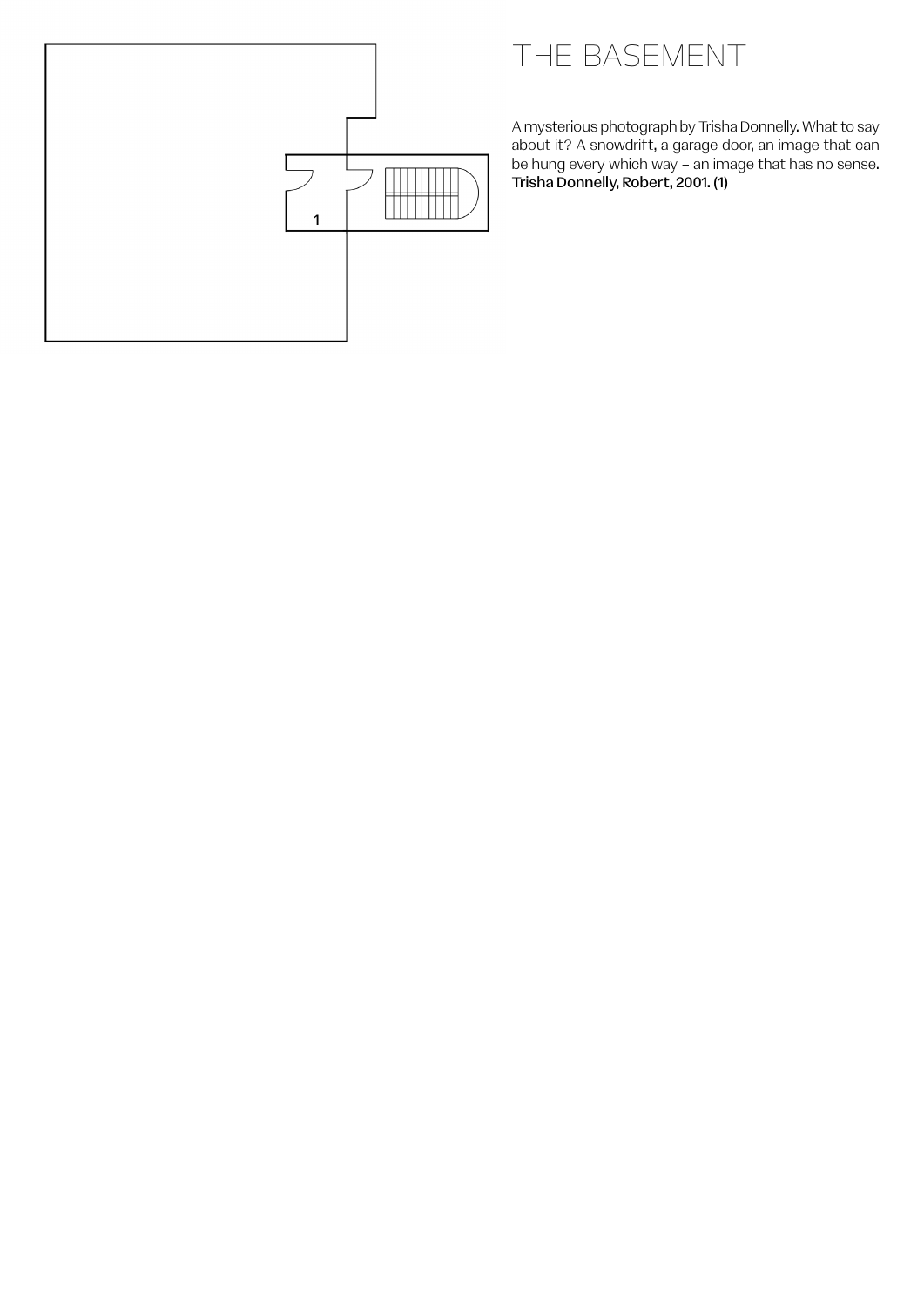# THE BASEMENT

A mysterious photograph by Trisha Donnelly. What to say about it? A snowdrift, a garage door, an image that can be hung every which way – an image that has no sense.
**Trisha Donnelly, Robert, 2001. (1)**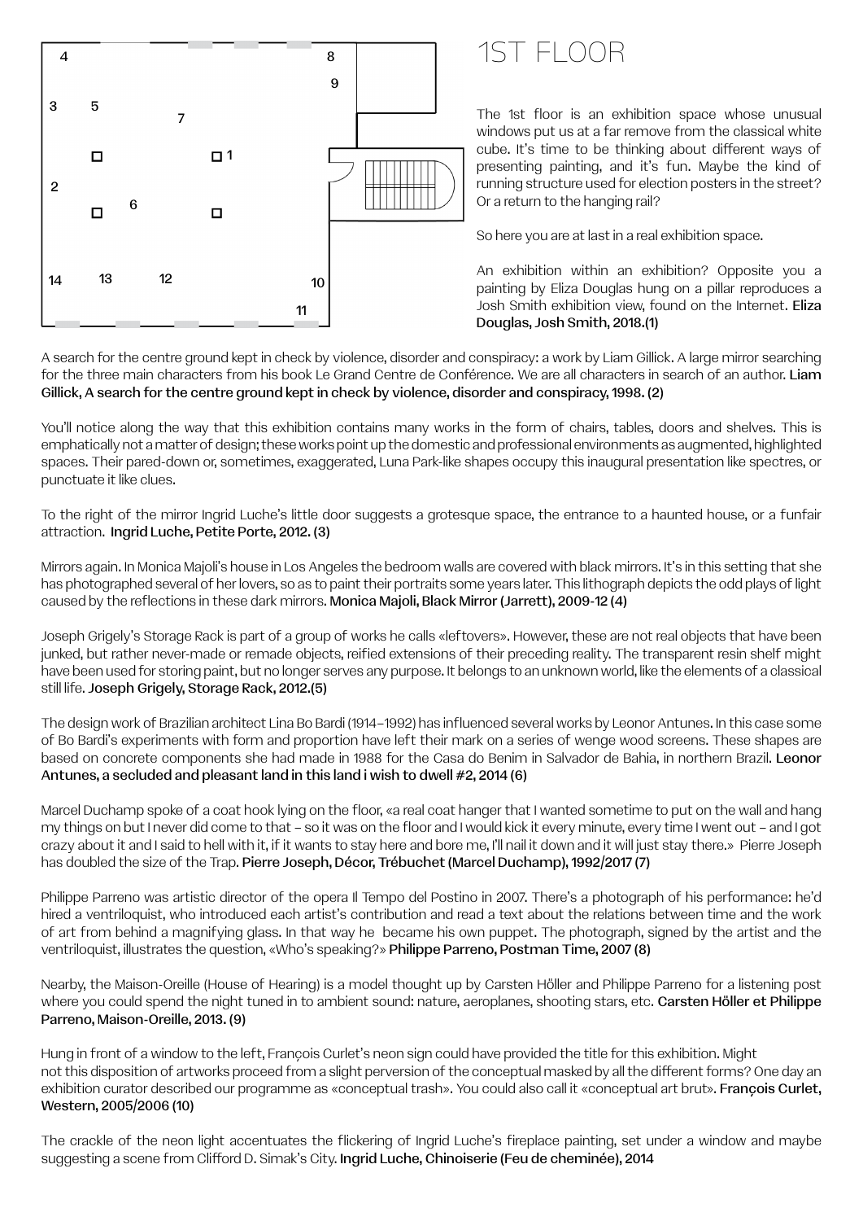# 1ST FLOOR

The 1st floor is an exhibition space whose unusual windows put us at a far remove from the classical white cube. It's time to be thinking about different ways of presenting painting, and it's fun. Maybe the kind of running structure used for election posters in the street? Or a return to the hanging rail?

So here you are at last in a real exhibition space.

An exhibition within an exhibition? Opposite you a painting by Eliza Douglas hung on a pillar reproduces a Josh Smith exhibition view, found on the Internet. **Eliza Douglas, Josh Smith, 2018.(1)**

A search for the centre ground kept in check by violence, disorder and conspiracy: a work by Liam Gillick. A large mirror searching for the three main characters from his book Le Grand Centre de Conférence. We are all characters in search of an author. **Liam Gillick, A search for the centre ground kept in check by violence, disorder and conspiracy, 1998. (2)**

You'll notice along the way that this exhibition contains many works in the form of chairs, tables, doors and shelves. This is emphatically not a matter of design; these works point up the domestic and professional environments as augmented, highlighted spaces. Their pared-down or, sometimes, exaggerated, Luna Park-like shapes occupy this inaugural presentation like spectres, or punctuate it like clues.

To the right of the mirror Ingrid Luche's little door suggests a grotesque space, the entrance to a haunted house, or a funfair attraction. **Ingrid Luche, Petite Porte, 2012. (3)**

Mirrors again. In Monica Majoli's house in Los Angeles the bedroom walls are covered with black mirrors. It's in this setting that she has photographed several of her lovers, so as to paint their portraits some years later. This lithograph depicts the odd plays of light caused by the reflections in these dark mirrors. **Monica Majoli, Black Mirror (Jarrett), 2009-12 (4)**

Joseph Grigely's Storage Rack is part of a group of works he calls «leftovers». However, these are not real objects that have been junked, but rather never-made or remade objects, reified extensions of their preceding reality. The transparent resin shelf might have been used for storing paint, but no longer serves any purpose. It belongs to an unknown world, like the elements of a classical still life. **Joseph Grigely, Storage Rack, 2012.(5)**

The design work of Brazilian architect Lina Bo Bardi (1914–1992) has influenced several works by Leonor Antunes. In this case some of Bo Bardi's experiments with form and proportion have left their mark on a series of wenge wood screens. These shapes are based on concrete components she had made in 1988 for the Casa do Benim in Salvador de Bahia, in northern Brazil. **Leonor Antunes, a secluded and pleasant land in this land i wish to dwell #2, 2014 (6)**

Marcel Duchamp spoke of a coat hook lying on the floor, «a real coat hanger that I wanted sometime to put on the wall and hang my things on but I never did come to that – so it was on the floor and I would kick it every minute, every time I went out – and I got crazy about it and I said to hell with it, if it wants to stay here and bore me, I'll nail it down and it will just stay there.» Pierre Joseph has doubled the size of the Trap. **Pierre Joseph, Décor, Trébuchet (Marcel Duchamp), 1992/2017 (7)**

Philippe Parreno was artistic director of the opera Il Tempo del Postino in 2007. There's a photograph of his performance: he'd hired a ventriloquist, who introduced each artist's contribution and read a text about the relations between time and the work of art from behind a magnifying glass. In that way he became his own puppet. The photograph, signed by the artist and the ventriloquist, illustrates the question, «Who's speaking?» **Philippe Parreno, Postman Time, 2007 (8)**

Nearby, the Maison-Oreille (House of Hearing) is a model thought up by Carsten Höller and Philippe Parreno for a listening post where you could spend the night tuned in to ambient sound: nature, aeroplanes, shooting stars, etc. **Carsten Höller et Philippe Parreno, Maison-Oreille, 2013. (9)**

Hung in front of a window to the left, François Curlet's neon sign could have provided the title for this exhibition. Might not this disposition of artworks proceed from a slight perversion of the conceptual masked by all the different forms? One day an exhibition curator described our programme as «conceptual trash». You could also call it «conceptual art brut». **François Curlet, Western, 2005/2006 (10)**

The crackle of the neon light accentuates the flickering of Ingrid Luche's fireplace painting, set under a window and maybe suggesting a scene from Clifford D. Simak's City. **Ingrid Luche, Chinoiserie (Feu de cheminée), 2014**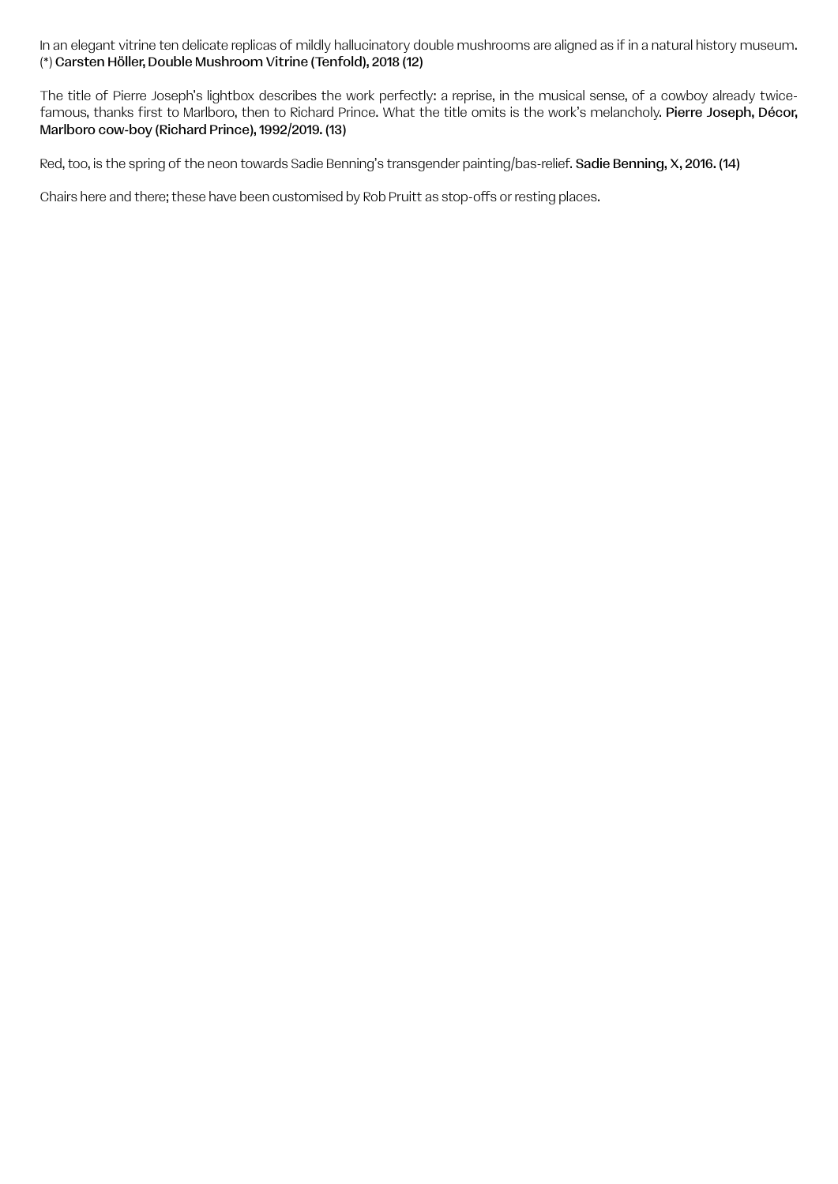In an elegant vitrine ten delicate replicas of mildly hallucinatory double mushrooms are aligned as if in a natural history museum. (*) **Carsten Höller, Double Mushroom Vitrine (Tenfold), 2018 (12)**

The title of Pierre Joseph's lightbox describes the work perfectly: a reprise, in the musical sense, of a cowboy already twice-famous, thanks first to Marlboro, then to Richard Prince. What the title omits is the work's melancholy. **Pierre Joseph, Décor, Marlboro cow-boy (Richard Prince), 1992/2019. (13)**

Red, too, is the spring of the neon towards Sadie Benning's transgender painting/bas-relief. **Sadie Benning, X, 2016. (14)**

Chairs here and there; these have been customised by Rob Pruitt as stop-offs or resting places.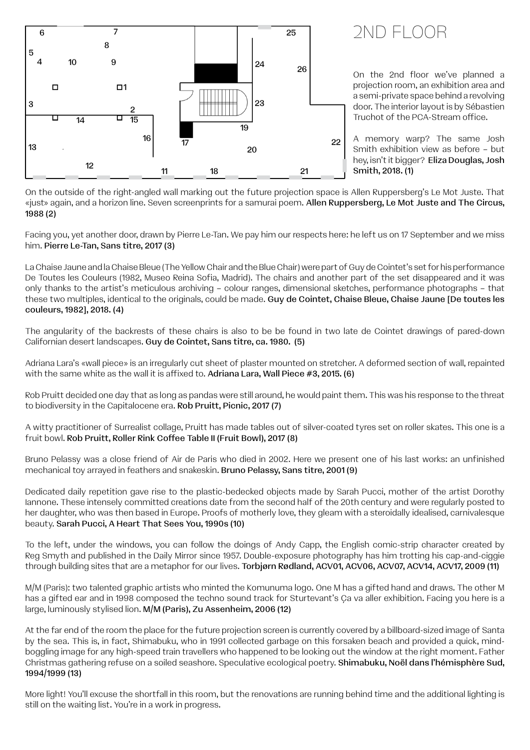# 2ND FLOOR

On the 2nd floor we've planned a projection room, an exhibition area and a semi-private space behind a revolving door. The interior layout is by Sébastien Truchot of the PCA-Stream office.

A memory warp? The same Josh Smith exhibition view as before – but hey, isn't it bigger? **Eliza Douglas, Josh Smith, 2018. (1)**

On the outside of the right-angled wall marking out the future projection space is Allen Ruppersberg's Le Mot Juste. That «just» again, and a horizon line. Seven screenprints for a samurai poem. **Allen Ruppersberg, Le Mot Juste and The Circus, 1988 (2)**

Facing you, yet another door, drawn by Pierre Le-Tan. We pay him our respects here: he left us on 17 September and we miss him. **Pierre Le-Tan, Sans titre, 2017 (3)**

La Chaise Jaune and la Chaise Bleue (The Yellow Chair and the Blue Chair) were part of Guy de Cointet's set for his performance De Toutes les Couleurs (1982, Museo Reina Sofia, Madrid). The chairs and another part of the set disappeared and it was only thanks to the artist's meticulous archiving – colour ranges, dimensional sketches, performance photographs – that these two multiples, identical to the originals, could be made. **Guy de Cointet, Chaise Bleue, Chaise Jaune [De toutes les couleurs, 1982], 2018. (4)**

The angularity of the backrests of these chairs is also to be be found in two late de Cointet drawings of pared-down Californian desert landscapes. **Guy de Cointet, Sans titre, ca. 1980. (5)**

Adriana Lara's «wall piece» is an irregularly cut sheet of plaster mounted on stretcher. A deformed section of wall, repainted with the same white as the wall it is affixed to. **Adriana Lara, Wall Piece #3, 2015. (6)**

Rob Pruitt decided one day that as long as pandas were still around, he would paint them. This was his response to the threat to biodiversity in the Capitalocene era. **Rob Pruitt, Picnic, 2017 (7)**

A witty practitioner of Surrealist collage, Pruitt has made tables out of silver-coated tyres set on roller skates. This one is a fruit bowl. **Rob Pruitt, Roller Rink Coffee Table II (Fruit Bowl), 2017 (8)**

Bruno Pelassy was a close friend of Air de Paris who died in 2002. Here we present one of his last works: an unfinished mechanical toy arrayed in feathers and snakeskin. **Bruno Pelassy, Sans titre, 2001 (9)**

Dedicated daily repetition gave rise to the plastic-bedecked objects made by Sarah Pucci, mother of the artist Dorothy Iannone. These intensely committed creations date from the second half of the 20th century and were regularly posted to her daughter, who was then based in Europe. Proofs of motherly love, they gleam with a steroidally idealised, carnivalesque beauty. **Sarah Pucci, A Heart That Sees You, 1990s (10)**

To the left, under the windows, you can follow the doings of Andy Capp, the English comic-strip character created by Reg Smyth and published in the Daily Mirror since 1957. Double-exposure photography has him trotting his cap-and-ciggie through building sites that are a metaphor for our lives. **Torbjørn Rødland, ACV01, ACV06, ACV07, ACV14, ACV17, 2009 (11)**

M/M (Paris): two talented graphic artists who minted the Komunuma logo. One M has a gifted hand and draws. The other M has a gifted ear and in 1998 composed the techno sound track for Sturtevant's Ça va aller exhibition. Facing you here is a large, luminously stylised lion. **M/M (Paris), Zu Assenheim, 2006 (12)**

At the far end of the room the place for the future projection screen is currently covered by a billboard-sized image of Santa by the sea. This is, in fact, Shimabuku, who in 1991 collected garbage on this forsaken beach and provided a quick, mind-boggling image for any high-speed train travellers who happened to be looking out the window at the right moment. Father Christmas gathering refuse on a soiled seashore. Speculative ecological poetry. **Shimabuku, Noël dans l'hémisphère Sud, 1994/1999 (13)**

More light! You'll excuse the shortfall in this room, but the renovations are running behind time and the additional lighting is still on the waiting list. You're in a work in progress.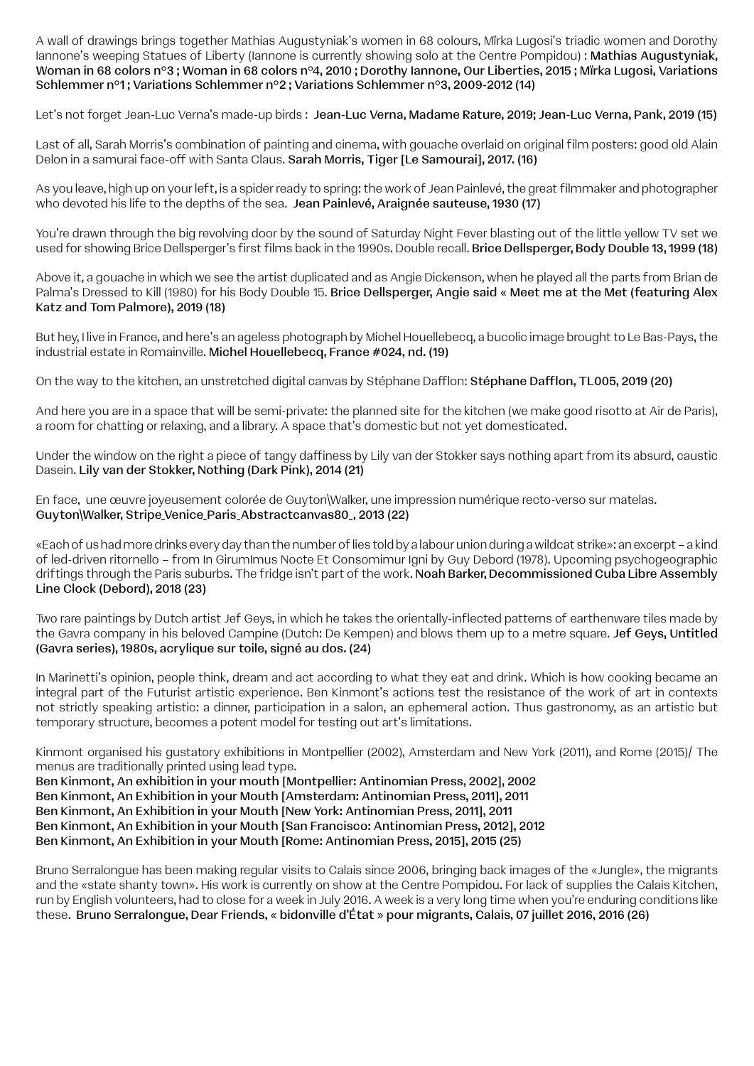A wall of drawings brings together Mathias Augustyniak's women in 68 colours, Mïrka Lugosi's triadic women and Dorothy Iannone's weeping Statues of Liberty (Iannone is currently showing solo at the Centre Pompidou) : **Mathias Augustyniak, Woman in 68 colors n°3 ; Woman in 68 colors n°4, 2010 ; Dorothy Iannone, Our Liberties, 2015 ; Mïrka Lugosi, Variations Schlemmer n°1 ; Variations Schlemmer n°2 ; Variations Schlemmer n°3, 2009-2012 (14)**

Let's not forget Jean-Luc Verna's made-up birds : **Jean-Luc Verna, Madame Rature, 2019; Jean-Luc Verna, Pank, 2019 (15)**

Last of all, Sarah Morris's combination of painting and cinema, with gouache overlaid on original film posters: good old Alain Delon in a samurai face-off with Santa Claus. **Sarah Morris, Tiger [Le Samourai], 2017. (16)**

As you leave, high up on your left, is a spider ready to spring: the work of Jean Painlevé, the great filmmaker and photographer who devoted his life to the depths of the sea. **Jean Painlevé, Araignée sauteuse, 1930 (17)**

You're drawn through the big revolving door by the sound of Saturday Night Fever blasting out of the little yellow TV set we used for showing Brice Dellsperger's first films back in the 1990s. Double recall. **Brice Dellsperger, Body Double 13, 1999 (18)**

Above it, a gouache in which we see the artist duplicated and as Angie Dickenson, when he played all the parts from Brian de Palma's Dressed to Kill (1980) for his Body Double 15. **Brice Dellsperger, Angie said « Meet me at the Met (featuring Alex Katz and Tom Palmore), 2019 (18)**

But hey, I live in France, and here's an ageless photograph by Michel Houellebecq, a bucolic image brought to Le Bas-Pays, the industrial estate in Romainville. **Michel Houellebecq, France #024, nd. (19)**

On the way to the kitchen, an unstretched digital canvas by Stéphane Dafflon: **Stéphane Dafflon, TL005, 2019 (20)**

And here you are in a space that will be semi-private: the planned site for the kitchen (we make good risotto at Air de Paris), a room for chatting or relaxing, and a library. A space that's domestic but not yet domesticated.

Under the window on the right a piece of tangy daffiness by Lily van der Stokker says nothing apart from its absurd, caustic Dasein. **Lily van der Stokker, Nothing (Dark Pink), 2014 (21)**

En face, une œuvre joyeusement colorée de Guyton\Walker, une impression numérique recto-verso sur matelas. **Guyton\Walker, Stripe_Venice_Paris_Abstractcanvas80_, 2013 (22)**

«Each of us had more drinks every day than the number of lies told by a labour union during a wildcat strike»: an excerpt – a kind of led-driven ritornello – from In GirumImus Nocte Et Consomimur Igni by Guy Debord (1978). Upcoming psychogeographic driftings through the Paris suburbs. The fridge isn't part of the work. **Noah Barker, Decommissioned Cuba Libre Assembly Line Clock (Debord), 2018 (23)**

Two rare paintings by Dutch artist Jef Geys, in which he takes the orientally-inflected patterns of earthenware tiles made by the Gavra company in his beloved Campine (Dutch: De Kempen) and blows them up to a metre square. **Jef Geys, Untitled (Gavra series), 1980s, acrylique sur toile, signé au dos. (24)**

In Marinetti's opinion, people think, dream and act according to what they eat and drink. Which is how cooking became an integral part of the Futurist artistic experience. Ben Kinmont's actions test the resistance of the work of art in contexts not strictly speaking artistic: a dinner, participation in a salon, an ephemeral action. Thus gastronomy, as an artistic but temporary structure, becomes a potent model for testing out art's limitations.

Kinmont organised his gustatory exhibitions in Montpellier (2002), Amsterdam and New York (2011), and Rome (2015)/ The menus are traditionally printed using lead type.
**Ben Kinmont, An exhibition in your mouth [Montpellier: Antinomian Press, 2002], 2002**
**Ben Kinmont, An Exhibition in your Mouth [Amsterdam: Antinomian Press, 2011], 2011**
**Ben Kinmont, An Exhibition in your Mouth [New York: Antinomian Press, 2011], 2011**
**Ben Kinmont, An Exhibition in your Mouth [San Francisco: Antinomian Press, 2012], 2012**
**Ben Kinmont, An Exhibition in your Mouth [Rome: Antinomian Press, 2015], 2015 (25)**

Bruno Serralongue has been making regular visits to Calais since 2006, bringing back images of the «Jungle», the migrants and the «state shanty town». His work is currently on show at the Centre Pompidou. For lack of supplies the Calais Kitchen, run by English volunteers, had to close for a week in July 2016. A week is a very long time when you're enduring conditions like these. **Bruno Serralongue, Dear Friends, « bidonville d'État » pour migrants, Calais, 07 juillet 2016, 2016 (26)**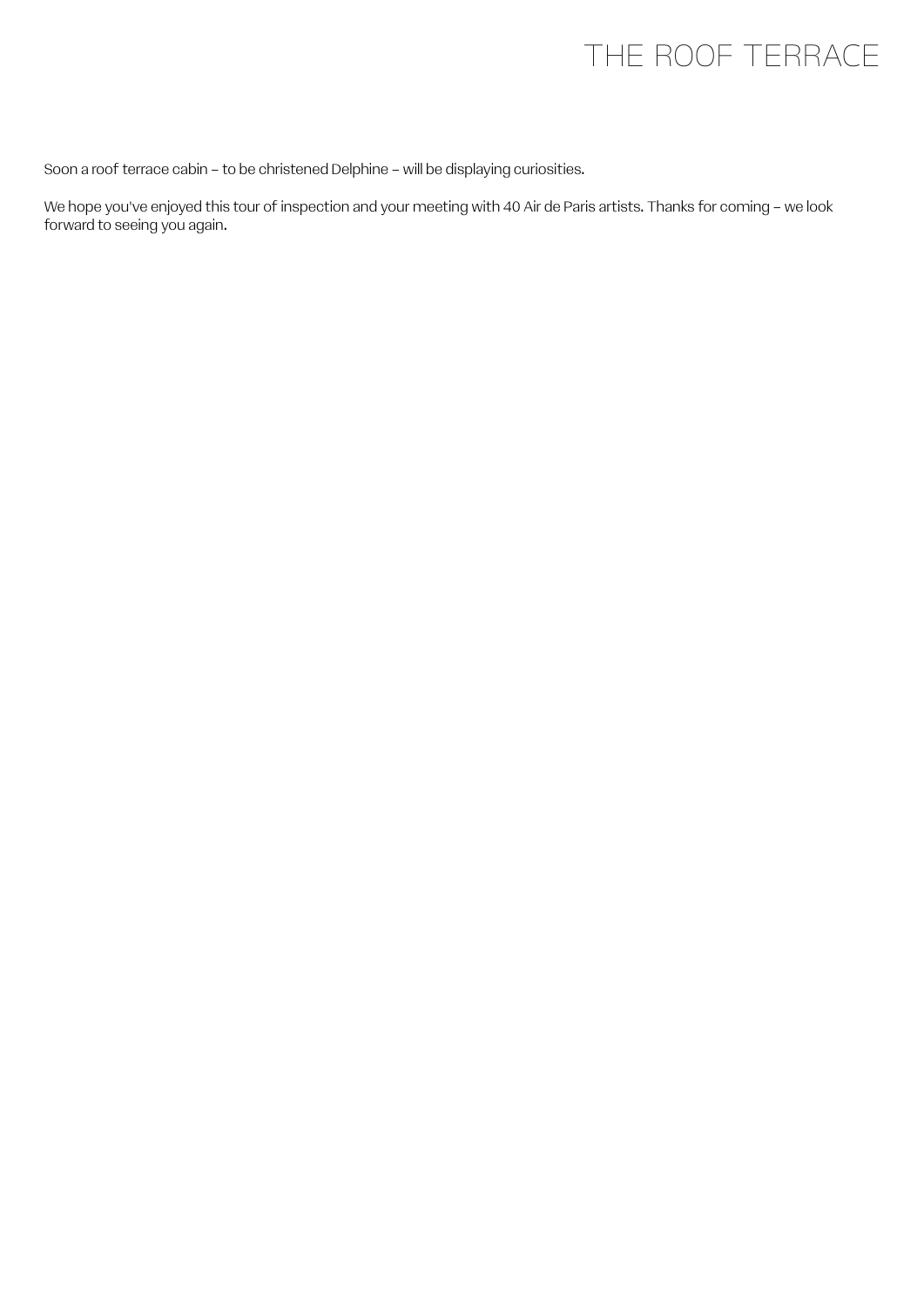# THE ROOF TERRACE

Soon a roof terrace cabin – to be christened Delphine – will be displaying curiosities.

We hope you've enjoyed this tour of inspection and your meeting with 40 Air de Paris artists. Thanks for coming – we look forward to seeing you again.